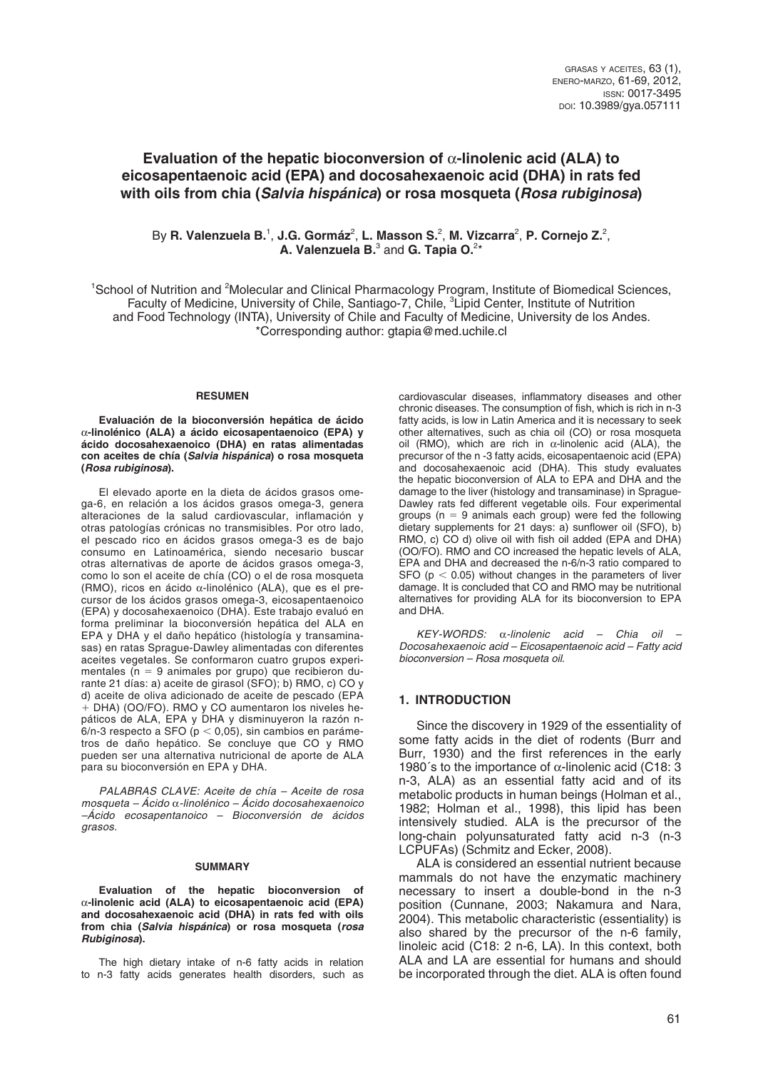# Evaluation of the hepatic bioconversion of α-linolenic acid (ALA) to eicosapentaenoic acid (EPA) and docosahexaenoic acid (DHA) in rats fed with oils from chia (*Salvia hispánica*) or rosa mosqueta (*Rosa rubiginosa*)

By **R. Valenzuela B.**[1], **J.G. Gormáz**[2], **L. Masson S.**[2], **M. Vizcarra**[2], **P. Cornejo Z.**[2], **A. Valenzuela B.**[3] and **G. Tapia O.**[2]*

[1]School of Nutrition and [2]Molecular and Clinical Pharmacology Program, Institute of Biomedical Sciences, Faculty of Medicine, University of Chile, Santiago-7, Chile, [3]Lipid Center, Institute of Nutrition and Food Technology (INTA), University of Chile and Faculty of Medicine, University de los Andes.
*Corresponding author: gtapia@med.uchile.cl

## RESUMEN

**Evaluación de la bioconversión hepática de ácido α-linolénico (ALA) a ácido eicosapentaenoico (EPA) y ácido docosahexaenoico (DHA) en ratas alimentadas con aceites de chía (*Salvia hispánica*) o rosa mosqueta (*Rosa rubiginosa*).**

El elevado aporte en la dieta de ácidos grasos omega-6, en relación a los ácidos grasos omega-3, genera alteraciones de la salud cardiovascular, inflamación y otras patologías crónicas no transmisibles. Por otro lado, el pescado rico en ácidos grasos omega-3 es de bajo consumo en Latinoamérica, siendo necesario buscar otras alternativas de aporte de ácidos grasos omega-3, como lo son el aceite de chía (CO) o el de rosa mosqueta (RMO), ricos en ácido α-linolénico (ALA), que es el precursor de los ácidos grasos omega-3, eicosapentaenoico (EPA) y docosahexaenoico (DHA). Este trabajo evaluó en forma preliminar la bioconversión hepática del ALA en EPA y DHA y el daño hepático (histología y transaminasas) en ratas Sprague-Dawley alimentadas con diferentes aceites vegetales. Se conformaron cuatro grupos experimentales ($n = 9$ animales por grupo) que recibieron durante 21 días: a) aceite de girasol (SFO); b) RMO, c) CO y d) aceite de oliva adicionado de aceite de pescado (EPA + DHA) (OO/FO). RMO y CO aumentaron los niveles hepáticos de ALA, EPA y DHA y disminuyeron la razón n-6/n-3 respecto a SFO ($p < 0{,}05$), sin cambios en parámetros de daño hepático. Se concluye que CO y RMO pueden ser una alternativa nutricional de aporte de ALA para su bioconversión en EPA y DHA.

*PALABRAS CLAVE: Aceite de chía – Aceite de rosa mosqueta – Ácido α-linolénico – Ácido docosahexaenoico –Ácido ecosapentanoico – Bioconversión de ácidos grasos.*

## SUMMARY

**Evaluation of the hepatic bioconversion of α-linolenic acid (ALA) to eicosapentaenoic acid (EPA) and docosahexaenoic acid (DHA) in rats fed with oils from chia (*Salvia hispánica*) or rosa mosqueta (*rosa Rubiginosa*).**

The high dietary intake of n-6 fatty acids in relation to n-3 fatty acids generates health disorders, such as cardiovascular diseases, inflammatory diseases and other chronic diseases. The consumption of fish, which is rich in n-3 fatty acids, is low in Latin America and it is necessary to seek other alternatives, such as chia oil (CO) or rosa mosqueta oil (RMO), which are rich in α-linolenic acid (ALA), the precursor of the n -3 fatty acids, eicosapentaenoic acid (EPA) and docosahexaenoic acid (DHA). This study evaluates the hepatic bioconversion of ALA to EPA and DHA and the damage to the liver (histology and transaminase) in Sprague-Dawley rats fed different vegetable oils. Four experimental groups ($n = 9$ animals each group) were fed the following dietary supplements for 21 days: a) sunflower oil (SFO), b) RMO, c) CO d) olive oil with fish oil added (EPA and DHA) (OO/FO). RMO and CO increased the hepatic levels of ALA, EPA and DHA and decreased the n-6/n-3 ratio compared to SFO ($p < 0.05$) without changes in the parameters of liver damage. It is concluded that CO and RMO may be nutritional alternatives for providing ALA for its bioconversion to EPA and DHA.

*KEY-WORDS: α-linolenic acid – Chia oil – Docosahexaenoic acid – Eicosapentaenoic acid – Fatty acid bioconversion – Rosa mosqueta oil.*

## 1. INTRODUCTION

Since the discovery in 1929 of the essentiality of some fatty acids in the diet of rodents (Burr and Burr, 1930) and the first references in the early 1980´s to the importance of α-linolenic acid (C18: 3 n-3, ALA) as an essential fatty acid and of its metabolic products in human beings (Holman et al., 1982; Holman et al., 1998), this lipid has been intensively studied. ALA is the precursor of the long-chain polyunsaturated fatty acid n-3 (n-3 LCPUFAs) (Schmitz and Ecker, 2008).

ALA is considered an essential nutrient because mammals do not have the enzymatic machinery necessary to insert a double-bond in the n-3 position (Cunnane, 2003; Nakamura and Nara, 2004). This metabolic characteristic (essentiality) is also shared by the precursor of the n-6 family, linoleic acid (C18: 2 n-6, LA). In this context, both ALA and LA are essential for humans and should be incorporated through the diet. ALA is often found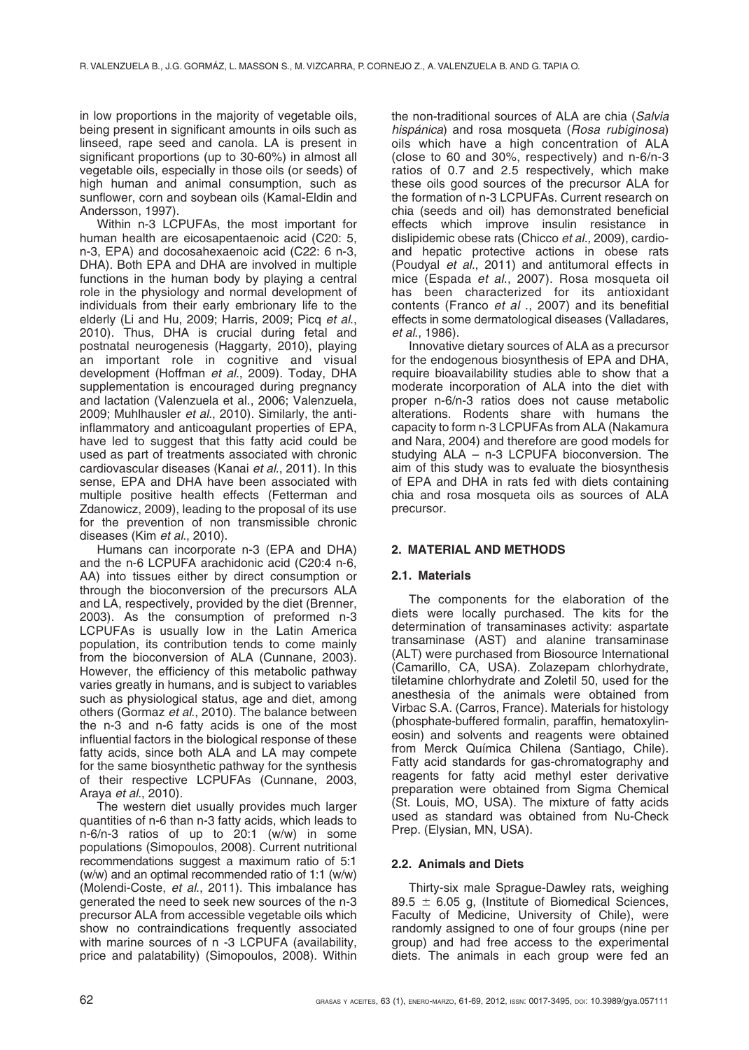in low proportions in the majority of vegetable oils, being present in significant amounts in oils such as linseed, rape seed and canola. LA is present in significant proportions (up to 30-60%) in almost all vegetable oils, especially in those oils (or seeds) of high human and animal consumption, such as sunflower, corn and soybean oils (Kamal-Eldin and Andersson, 1997).

Within n-3 LCPUFAs, the most important for human health are eicosapentaenoic acid (C20: 5, n-3, EPA) and docosahexaenoic acid (C22: 6 n-3, DHA). Both EPA and DHA are involved in multiple functions in the human body by playing a central role in the physiology and normal development of individuals from their early embrionary life to the elderly (Li and Hu, 2009; Harris, 2009; Picq *et al.*, 2010). Thus, DHA is crucial during fetal and postnatal neurogenesis (Haggarty, 2010), playing an important role in cognitive and visual development (Hoffman *et al.*, 2009). Today, DHA supplementation is encouraged during pregnancy and lactation (Valenzuela et al., 2006; Valenzuela, 2009; Muhlhausler *et al.*, 2010). Similarly, the anti-inflammatory and anticoagulant properties of EPA, have led to suggest that this fatty acid could be used as part of treatments associated with chronic cardiovascular diseases (Kanai *et al.*, 2011). In this sense, EPA and DHA have been associated with multiple positive health effects (Fetterman and Zdanowicz, 2009), leading to the proposal of its use for the prevention of non transmissible chronic diseases (Kim *et al.*, 2010).

Humans can incorporate n-3 (EPA and DHA) and the n-6 LCPUFA arachidonic acid (C20:4 n-6, AA) into tissues either by direct consumption or through the bioconversion of the precursors ALA and LA, respectively, provided by the diet (Brenner, 2003). As the consumption of preformed n-3 LCPUFAs is usually low in the Latin America population, its contribution tends to come mainly from the bioconversion of ALA (Cunnane, 2003). However, the efficiency of this metabolic pathway varies greatly in humans, and is subject to variables such as physiological status, age and diet, among others (Gormaz *et al.*, 2010). The balance between the n-3 and n-6 fatty acids is one of the most influential factors in the biological response of these fatty acids, since both ALA and LA may compete for the same biosynthetic pathway for the synthesis of their respective LCPUFAs (Cunnane, 2003, Araya *et al.*, 2010).

The western diet usually provides much larger quantities of n-6 than n-3 fatty acids, which leads to n-6/n-3 ratios of up to 20:1 (w/w) in some populations (Simopoulos, 2008). Current nutritional recommendations suggest a maximum ratio of 5:1 (w/w) and an optimal recommended ratio of 1:1 (w/w) (Molendi-Coste, *et al.*, 2011). This imbalance has generated the need to seek new sources of the n-3 precursor ALA from accessible vegetable oils which show no contraindications frequently associated with marine sources of n -3 LCPUFA (availability, price and palatability) (Simopoulos, 2008). Within the non-traditional sources of ALA are chia (*Salvia hispánica*) and rosa mosqueta (*Rosa rubiginosa*) oils which have a high concentration of ALA (close to 60 and 30%, respectively) and n-6/n-3 ratios of 0.7 and 2.5 respectively, which make these oils good sources of the precursor ALA for the formation of n-3 LCPUFAs. Current research on chia (seeds and oil) has demonstrated beneficial effects which improve insulin resistance in dislipidemic obese rats (Chicco *et al.,* 2009), cardio- and hepatic protective actions in obese rats (Poudyal *et al.*, 2011) and antitumoral effects in mice (Espada *et al.*, 2007). Rosa mosqueta oil has been characterized for its antioxidant contents (Franco *et al* ., 2007) and its benefitial effects in some dermatological diseases (Valladares, *et al.*, 1986).

Innovative dietary sources of ALA as a precursor for the endogenous biosynthesis of EPA and DHA, require bioavailability studies able to show that a moderate incorporation of ALA into the diet with proper n-6/n-3 ratios does not cause metabolic alterations. Rodents share with humans the capacity to form n-3 LCPUFAs from ALA (Nakamura and Nara, 2004) and therefore are good models for studying ALA – n-3 LCPUFA bioconversion. The aim of this study was to evaluate the biosynthesis of EPA and DHA in rats fed with diets containing chia and rosa mosqueta oils as sources of ALA precursor.

## 2. MATERIAL AND METHODS

### 2.1. Materials

The components for the elaboration of the diets were locally purchased. The kits for the determination of transaminases activity: aspartate transaminase (AST) and alanine transaminase (ALT) were purchased from Biosource International (Camarillo, CA, USA). Zolazepam chlorhydrate, tiletamine chlorhydrate and Zoletil 50, used for the anesthesia of the animals were obtained from Virbac S.A. (Carros, France). Materials for histology (phosphate-buffered formalin, paraffin, hematoxylin-eosin) and solvents and reagents were obtained from Merck Química Chilena (Santiago, Chile). Fatty acid standards for gas-chromatography and reagents for fatty acid methyl ester derivative preparation were obtained from Sigma Chemical (St. Louis, MO, USA). The mixture of fatty acids used as standard was obtained from Nu-Check Prep. (Elysian, MN, USA).

### 2.2. Animals and Diets

Thirty-six male Sprague-Dawley rats, weighing 89.5 $\pm$ 6.05 g, (Institute of Biomedical Sciences, Faculty of Medicine, University of Chile), were randomly assigned to one of four groups (nine per group) and had free access to the experimental diets. The animals in each group were fed an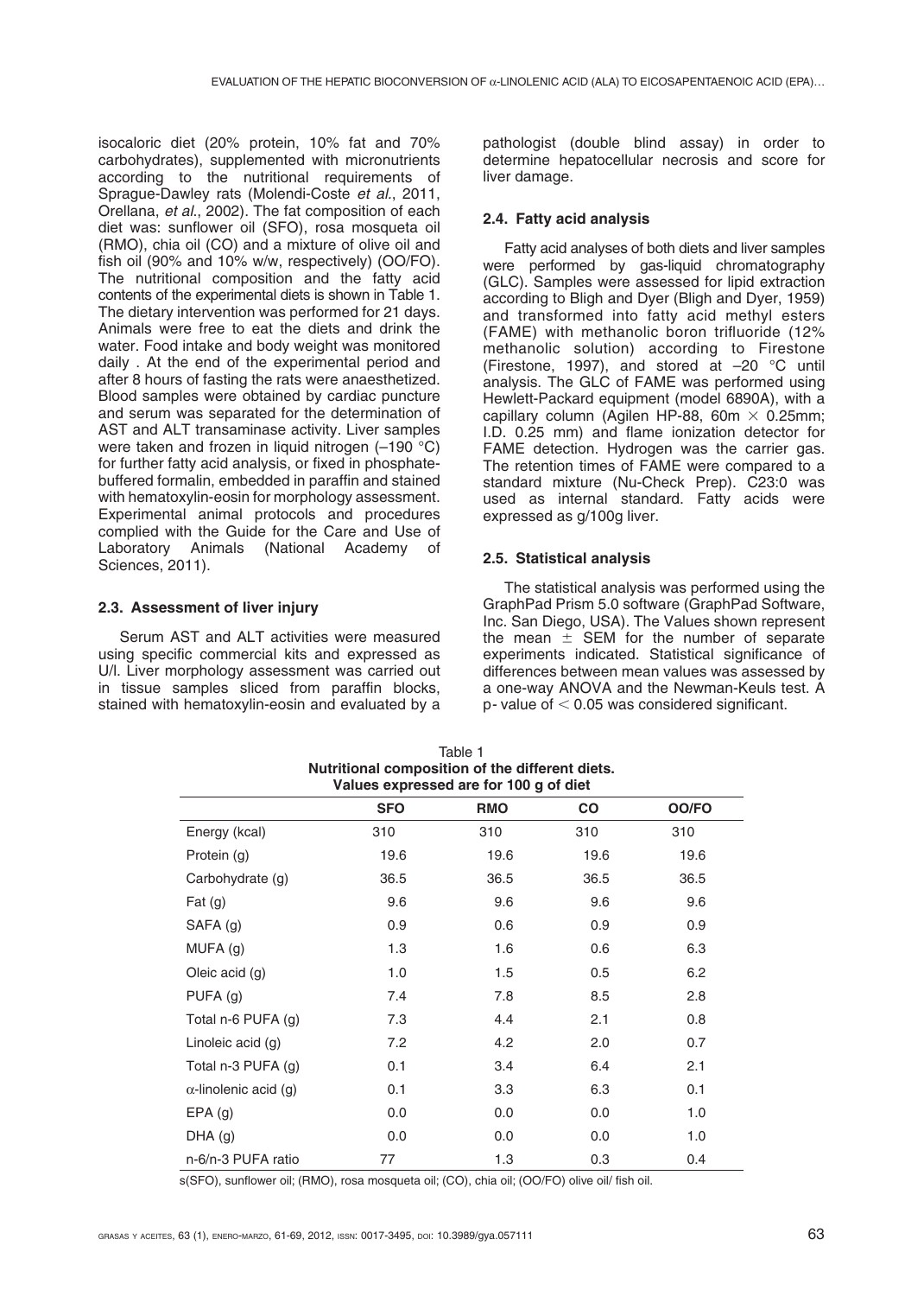isocaloric diet (20% protein, 10% fat and 70% carbohydrates), supplemented with micronutrients according to the nutritional requirements of Sprague-Dawley rats (Molendi-Coste *et al*., 2011, Orellana, *et al*., 2002). The fat composition of each diet was: sunflower oil (SFO), rosa mosqueta oil (RMO), chia oil (CO) and a mixture of olive oil and fish oil (90% and 10% w/w, respectively) (OO/FO). The nutritional composition and the fatty acid contents of the experimental diets is shown in Table 1. The dietary intervention was performed for 21 days. Animals were free to eat the diets and drink the water. Food intake and body weight was monitored daily . At the end of the experimental period and after 8 hours of fasting the rats were anaesthetized. Blood samples were obtained by cardiac puncture and serum was separated for the determination of AST and ALT transaminase activity. Liver samples were taken and frozen in liquid nitrogen (–190 °C) for further fatty acid analysis, or fixed in phosphate-buffered formalin, embedded in paraffin and stained with hematoxylin-eosin for morphology assessment. Experimental animal protocols and procedures complied with the Guide for the Care and Use of Laboratory Animals (National Academy of Sciences, 2011).

### 2.3. Assessment of liver injury

Serum AST and ALT activities were measured using specific commercial kits and expressed as U/l. Liver morphology assessment was carried out in tissue samples sliced from paraffin blocks, stained with hematoxylin-eosin and evaluated by a pathologist (double blind assay) in order to determine hepatocellular necrosis and score for liver damage.

### 2.4. Fatty acid analysis

Fatty acid analyses of both diets and liver samples were performed by gas-liquid chromatography (GLC). Samples were assessed for lipid extraction according to Bligh and Dyer (Bligh and Dyer, 1959) and transformed into fatty acid methyl esters (FAME) with methanolic boron trifluoride (12% methanolic solution) according to Firestone (Firestone, 1997), and stored at –20 °C until analysis. The GLC of FAME was performed using Hewlett-Packard equipment (model 6890A), with a capillary column (Agilen HP-88, 60m × 0.25mm; I.D. 0.25 mm) and flame ionization detector for FAME detection. Hydrogen was the carrier gas. The retention times of FAME were compared to a standard mixture (Nu-Check Prep). C23:0 was used as internal standard. Fatty acids were expressed as g/100g liver.

### 2.5. Statistical analysis

The statistical analysis was performed using the GraphPad Prism 5.0 software (GraphPad Software, Inc. San Diego, USA). The Values shown represent the mean ± SEM for the number of separate experiments indicated. Statistical significance of differences between mean values was assessed by a one-way ANOVA and the Newman-Keuls test. A p- value of $< 0.05$ was considered significant.

Table 1
**Nutritional composition of the different diets. Values expressed are for 100 g of diet**

| | SFO | RMO | CO | OO/FO |
|---|---|---|---|---|
| Energy (kcal) | 310 | 310 | 310 | 310 |
| Protein (g) | 19.6 | 19.6 | 19.6 | 19.6 |
| Carbohydrate (g) | 36.5 | 36.5 | 36.5 | 36.5 |
| Fat (g) | 9.6 | 9.6 | 9.6 | 9.6 |
| SAFA (g) | 0.9 | 0.6 | 0.9 | 0.9 |
| MUFA (g) | 1.3 | 1.6 | 0.6 | 6.3 |
| Oleic acid (g) | 1.0 | 1.5 | 0.5 | 6.2 |
| PUFA (g) | 7.4 | 7.8 | 8.5 | 2.8 |
| Total n-6 PUFA (g) | 7.3 | 4.4 | 2.1 | 0.8 |
| Linoleic acid (g) | 7.2 | 4.2 | 2.0 | 0.7 |
| Total n-3 PUFA (g) | 0.1 | 3.4 | 6.4 | 2.1 |
| $\alpha$-linolenic acid (g) | 0.1 | 3.3 | 6.3 | 0.1 |
| EPA (g) | 0.0 | 0.0 | 0.0 | 1.0 |
| DHA (g) | 0.0 | 0.0 | 0.0 | 1.0 |
| n-6/n-3 PUFA ratio | 77 | 1.3 | 0.3 | 0.4 |

s(SFO), sunflower oil; (RMO), rosa mosqueta oil; (CO), chia oil; (OO/FO) olive oil/ fish oil.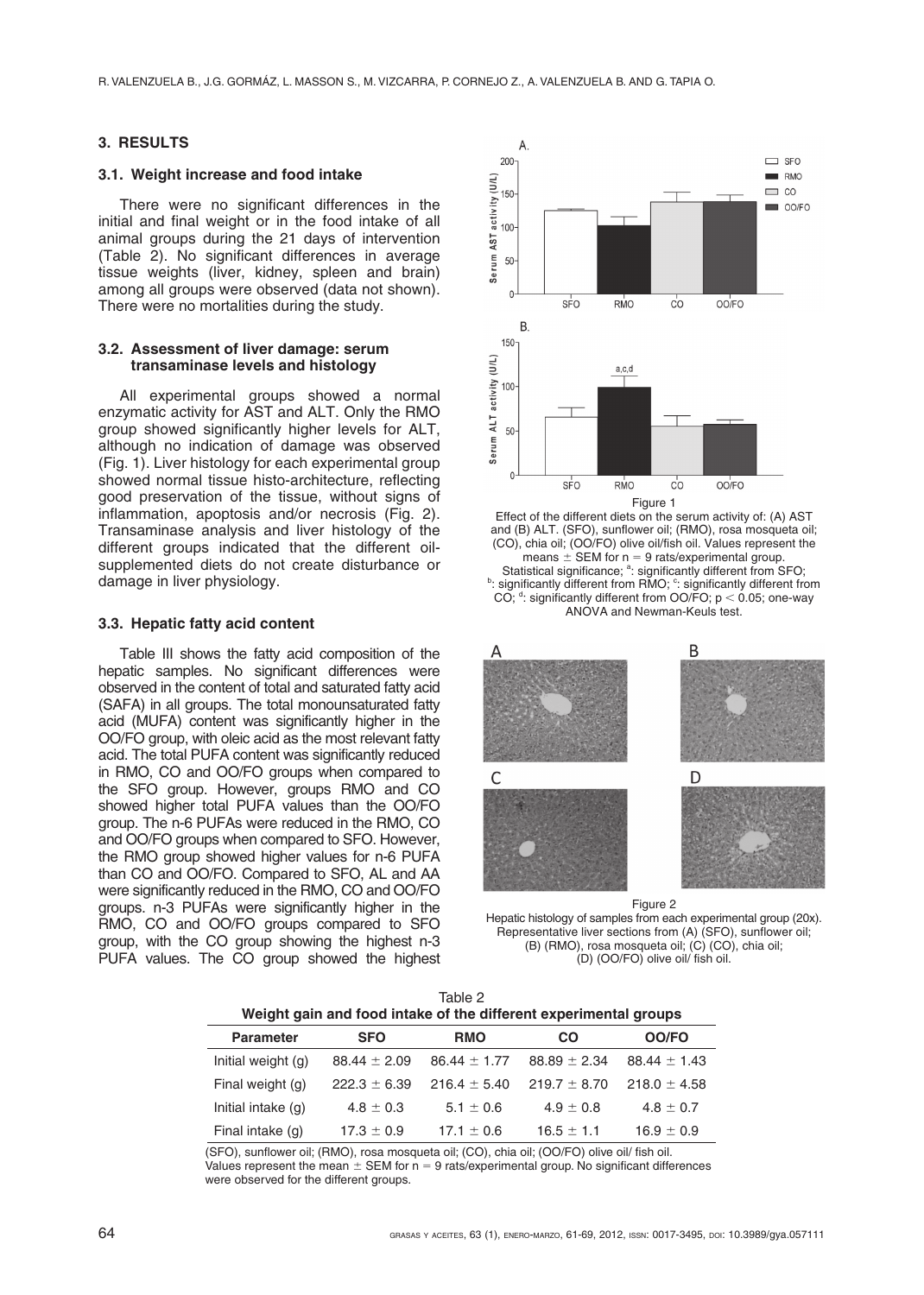## 3. RESULTS

### 3.1. Weight increase and food intake

There were no significant differences in the initial and final weight or in the food intake of all animal groups during the 21 days of intervention (Table 2). No significant differences in average tissue weights (liver, kidney, spleen and brain) among all groups were observed (data not shown). There were no mortalities during the study.

### 3.2. Assessment of liver damage: serum transaminase levels and histology

All experimental groups showed a normal enzymatic activity for AST and ALT. Only the RMO group showed significantly higher levels for ALT, although no indication of damage was observed (Fig. 1). Liver histology for each experimental group showed normal tissue histo-architecture, reflecting good preservation of the tissue, without signs of inflammation, apoptosis and/or necrosis (Fig. 2). Transaminase analysis and liver histology of the different groups indicated that the different oil-supplemented diets do not create disturbance or damage in liver physiology.

### 3.3. Hepatic fatty acid content

Table III shows the fatty acid composition of the hepatic samples. No significant differences were observed in the content of total and saturated fatty acid (SAFA) in all groups. The total monounsaturated fatty acid (MUFA) content was significantly higher in the OO/FO group, with oleic acid as the most relevant fatty acid. The total PUFA content was significantly reduced in RMO, CO and OO/FO groups when compared to the SFO group. However, groups RMO and CO showed higher total PUFA values than the OO/FO group. The n-6 PUFAs were reduced in the RMO, CO and OO/FO groups when compared to SFO. However, the RMO group showed higher values for n-6 PUFA than CO and OO/FO. Compared to SFO, AL and AA were significantly reduced in the RMO, CO and OO/FO groups. n-3 PUFAs were significantly higher in the RMO, CO and OO/FO groups compared to SFO group, with the CO group showing the highest n-3 PUFA values. The CO group showed the highest

Figure 1
Effect of the different diets on the serum activity of: (A) AST and (B) ALT. (SFO), sunflower oil; (RMO), rosa mosqueta oil; (CO), chia oil; (OO/FO) olive oil/fish oil. Values represent the means ± SEM for n = 9 rats/experimental group. Statistical significance; [a]: significantly different from SFO; [b]: significantly different from RMO; [c]: significantly different from CO; [d]: significantly different from OO/FO; $p < 0.05$; one-way ANOVA and Newman-Keuls test.

Figure 2
Hepatic histology of samples from each experimental group (20x). Representative liver sections from (A) (SFO), sunflower oil; (B) (RMO), rosa mosqueta oil; (C) (CO), chia oil; (D) (OO/FO) olive oil/ fish oil.

Table 2
**Weight gain and food intake of the different experimental groups**

| Parameter | SFO | RMO | CO | OO/FO |
|---|---|---|---|---|
| Initial weight (g) | 88.44 ± 2.09 | 86.44 ± 1.77 | 88.89 ± 2.34 | 88.44 ± 1.43 |
| Final weight (g) | 222.3 ± 6.39 | 216.4 ± 5.40 | 219.7 ± 8.70 | 218.0 ± 4.58 |
| Initial intake (g) | 4.8 ± 0.3 | 5.1 ± 0.6 | 4.9 ± 0.8 | 4.8 ± 0.7 |
| Final intake (g) | 17.3 ± 0.9 | 17.1 ± 0.6 | 16.5 ± 1.1 | 16.9 ± 0.9 |

(SFO), sunflower oil; (RMO), rosa mosqueta oil; (CO), chia oil; (OO/FO) olive oil/ fish oil.
Values represent the mean ± SEM for n = 9 rats/experimental group. No significant differences were observed for the different groups.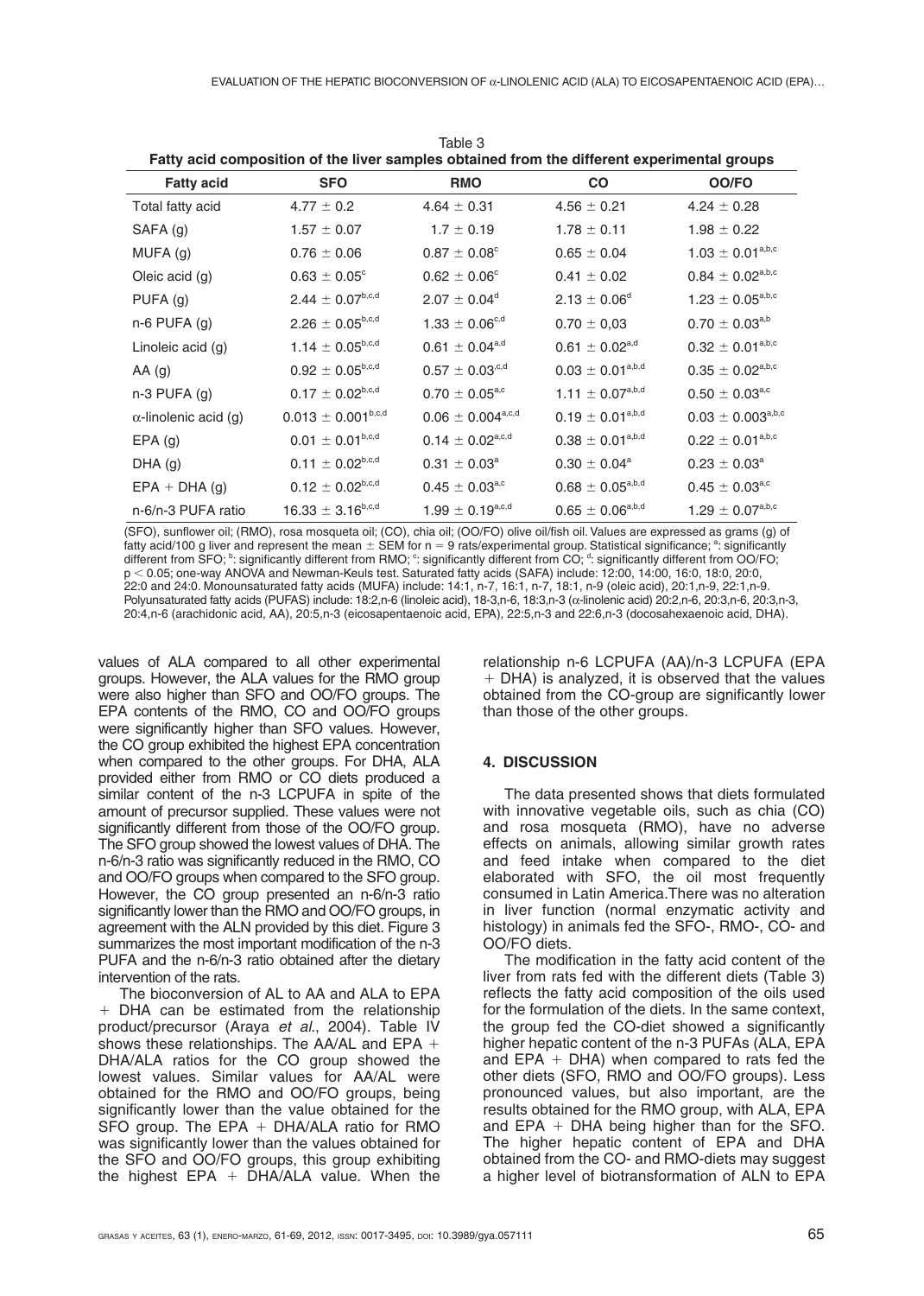Table 3
**Fatty acid composition of the liver samples obtained from the different experimental groups**

| Fatty acid | SFO | RMO | CO | OO/FO |
|---|---|---|---|---|
| Total fatty acid | $4.77 \pm 0.2$ | $4.64 \pm 0.31$ | $4.56 \pm 0.21$ | $4.24 \pm 0.28$ |
| SAFA (g) | $1.57 \pm 0.07$ | $1.7 \pm 0.19$ | $1.78 \pm 0.11$ | $1.98 \pm 0.22$ |
| MUFA (g) | $0.76 \pm 0.06$ | $0.87 \pm 0.08^{c}$ | $0.65 \pm 0.04$ | $1.03 \pm 0.01^{a,b,c}$ |
| Oleic acid (g) | $0.63 \pm 0.05^{c}$ | $0.62 \pm 0.06^{c}$ | $0.41 \pm 0.02$ | $0.84 \pm 0.02^{a,b,c}$ |
| PUFA (g) | $2.44 \pm 0.07^{b,c,d}$ | $2.07 \pm 0.04^{d}$ | $2.13 \pm 0.06^{d}$ | $1.23 \pm 0.05^{a,b,c}$ |
| n-6 PUFA (g) | $2.26 \pm 0.05^{b,c,d}$ | $1.33 \pm 0.06^{c,d}$ | $0.70 \pm 0{,}03$ | $0.70 \pm 0.03^{a,b}$ |
| Linoleic acid (g) | $1.14 \pm 0.05^{b,c,d}$ | $0.61 \pm 0.04^{a,d}$ | $0.61 \pm 0.02^{a,d}$ | $0.32 \pm 0.01^{a,b,c}$ |
| AA (g) | $0.92 \pm 0.05^{b,c,d}$ | $0.57 \pm 0.03^{c,d}$ | $0.03 \pm 0.01^{a,b,d}$ | $0.35 \pm 0.02^{a,b,c}$ |
| n-3 PUFA (g) | $0.17 \pm 0.02^{b,c,d}$ | $0.70 \pm 0.05^{a,c}$ | $1.11 \pm 0.07^{a,b,d}$ | $0.50 \pm 0.03^{a,c}$ |
| α-linolenic acid (g) | $0.013 \pm 0.001^{b,c,d}$ | $0.06 \pm 0.004^{a,c,d}$ | $0.19 \pm 0.01^{a,b,d}$ | $0.03 \pm 0.003^{a,b,c}$ |
| EPA (g) | $0.01 \pm 0.01^{b,c,d}$ | $0.14 \pm 0.02^{a,c,d}$ | $0.38 \pm 0.01^{a,b,d}$ | $0.22 \pm 0.01^{a,b,c}$ |
| DHA (g) | $0.11 \pm 0.02^{b,c,d}$ | $0.31 \pm 0.03^{a}$ | $0.30 \pm 0.04^{a}$ | $0.23 \pm 0.03^{a}$ |
| EPA + DHA (g) | $0.12 \pm 0.02^{b,c,d}$ | $0.45 \pm 0.03^{a,c}$ | $0.68 \pm 0.05^{a,b,d}$ | $0.45 \pm 0.03^{a,c}$ |
| n-6/n-3 PUFA ratio | $16.33 \pm 3.16^{b,c,d}$ | $1.99 \pm 0.19^{a,c,d}$ | $0.65 \pm 0.06^{a,b,d}$ | $1.29 \pm 0.07^{a,b,c}$ |

(SFO), sunflower oil; (RMO), rosa mosqueta oil; (CO), chia oil; (OO/FO) olive oil/fish oil. Values are expressed as grams (g) of fatty acid/100 g liver and represent the mean ± SEM for n = 9 rats/experimental group. Statistical significance; [a]: significantly different from SFO; [b]: significantly different from RMO; [c]: significantly different from CO; [d]: significantly different from OO/FO; $p < 0.05$; one-way ANOVA and Newman-Keuls test. Saturated fatty acids (SAFA) include: 12:00, 14:00, 16:0, 18:0, 20:0, 22:0 and 24:0. Monounsaturated fatty acids (MUFA) include: 14:1, n-7, 16:1, n-7, 18:1, n-9 (oleic acid), 20:1,n-9, 22:1,n-9. Polyunsaturated fatty acids (PUFAS) include: 18:2,n-6 (linoleic acid), 18-3,n-6, 18:3,n-3 (α-linolenic acid) 20:2,n-6, 20:3,n-6, 20:3,n-3, 20:4,n-6 (arachidonic acid, AA), 20:5,n-3 (eicosapentaenoic acid, EPA), 22:5,n-3 and 22:6,n-3 (docosahexaenoic acid, DHA).

values of ALA compared to all other experimental groups. However, the ALA values for the RMO group were also higher than SFO and OO/FO groups. The EPA contents of the RMO, CO and OO/FO groups were significantly higher than SFO values. However, the CO group exhibited the highest EPA concentration when compared to the other groups. For DHA, ALA provided either from RMO or CO diets produced a similar content of the n-3 LCPUFA in spite of the amount of precursor supplied. These values were not significantly different from those of the OO/FO group. The SFO group showed the lowest values of DHA. The n-6/n-3 ratio was significantly reduced in the RMO, CO and OO/FO groups when compared to the SFO group. However, the CO group presented an n-6/n-3 ratio significantly lower than the RMO and OO/FO groups, in agreement with the ALN provided by this diet. Figure 3 summarizes the most important modification of the n-3 PUFA and the n-6/n-3 ratio obtained after the dietary intervention of the rats.

The bioconversion of AL to AA and ALA to EPA + DHA can be estimated from the relationship product/precursor (Araya *et al*., 2004). Table IV shows these relationships. The AA/AL and EPA + DHA/ALA ratios for the CO group showed the lowest values. Similar values for AA/AL were obtained for the RMO and OO/FO groups, being significantly lower than the value obtained for the SFO group. The EPA + DHA/ALA ratio for RMO was significantly lower than the values obtained for the SFO and OO/FO groups, this group exhibiting the highest EPA + DHA/ALA value. When the relationship n-6 LCPUFA (AA)/n-3 LCPUFA (EPA + DHA) is analyzed, it is observed that the values obtained from the CO-group are significantly lower than those of the other groups.

## 4. DISCUSSION

The data presented shows that diets formulated with innovative vegetable oils, such as chia (CO) and rosa mosqueta (RMO), have no adverse effects on animals, allowing similar growth rates and feed intake when compared to the diet elaborated with SFO, the oil most frequently consumed in Latin America.There was no alteration in liver function (normal enzymatic activity and histology) in animals fed the SFO-, RMO-, CO- and OO/FO diets.

The modification in the fatty acid content of the liver from rats fed with the different diets (Table 3) reflects the fatty acid composition of the oils used for the formulation of the diets. In the same context, the group fed the CO-diet showed a significantly higher hepatic content of the n-3 PUFAs (ALA, EPA and EPA + DHA) when compared to rats fed the other diets (SFO, RMO and OO/FO groups). Less pronounced values, but also important, are the results obtained for the RMO group, with ALA, EPA and EPA + DHA being higher than for the SFO. The higher hepatic content of EPA and DHA obtained from the CO- and RMO-diets may suggest a higher level of biotransformation of ALN to EPA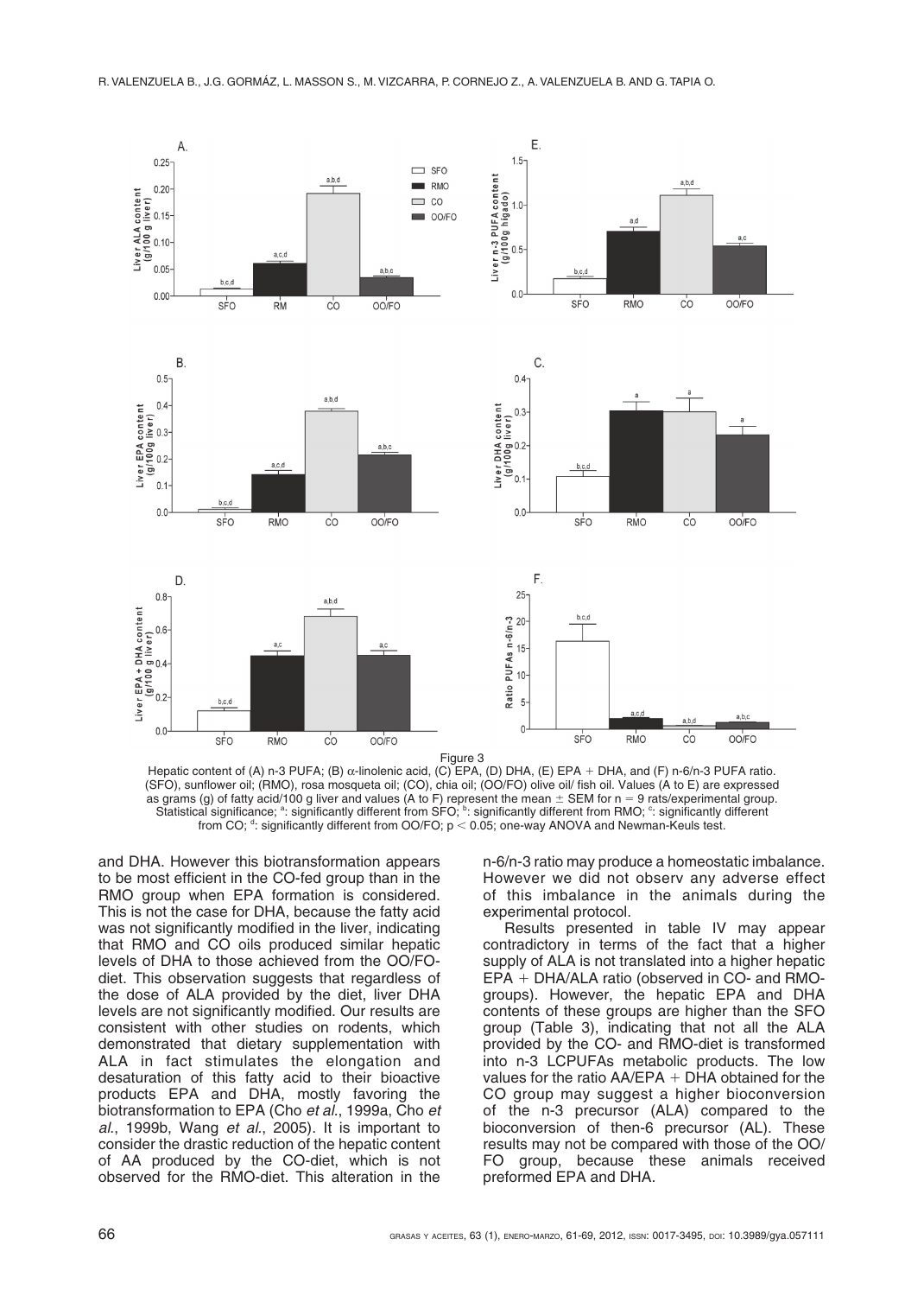Figure 3

Hepatic content of (A) n-3 PUFA; (B) α-linolenic acid, (C) EPA, (D) DHA, (E) EPA + DHA, and (F) n-6/n-3 PUFA ratio. (SFO), sunflower oil; (RMO), rosa mosqueta oil; (CO), chia oil; (OO/FO) olive oil/ fish oil. Values (A to F) are expressed as grams (g) of fatty acid/100 g liver and values (A to F) represent the mean ± SEM for n = 9 rats/experimental group. Statistical significance; [a]: significantly different from SFO; [b]: significantly different from RMO; [c]: significantly different from CO; [d]: significantly different from OO/FO; $p < 0.05$; one-way ANOVA and Newman-Keuls test.

and DHA. However this biotransformation appears to be most efficient in the CO-fed group than in the RMO group when EPA formation is considered. This is not the case for DHA, because the fatty acid was not significantly modified in the liver, indicating that RMO and CO oils produced similar hepatic levels of DHA to those achieved from the OO/FO-diet. This observation suggests that regardless of the dose of ALA provided by the diet, liver DHA levels are not significantly modified. Our results are consistent with other studies on rodents, which demonstrated that dietary supplementation with ALA in fact stimulates the elongation and desaturation of this fatty acid to their bioactive products EPA and DHA, mostly favoring the biotransformation to EPA (Cho *et al.*, 1999a, Cho *et al.*, 1999b, Wang *et al.*, 2005). It is important to consider the drastic reduction of the hepatic content of AA produced by the CO-diet, which is not observed for the RMO-diet. This alteration in the n-6/n-3 ratio may produce a homeostatic imbalance. However we did not observ any adverse effect of this imbalance in the animals during the experimental protocol.

Results presented in table IV may appear contradictory in terms of the fact that a higher supply of ALA is not translated into a higher hepatic EPA + DHA/ALA ratio (observed in CO- and RMO-groups). However, the hepatic EPA and DHA contents of these groups are higher than the SFO group (Table 3), indicating that not all the ALA provided by the CO- and RMO-diet is transformed into n-3 LCPUFAs metabolic products. The low values for the ratio AA/EPA + DHA obtained for the CO group may suggest a higher bioconversion of the n-3 precursor (ALA) compared to the bioconversion of then-6 precursor (AL). These results may not be compared with those of the OO/FO group, because these animals received preformed EPA and DHA.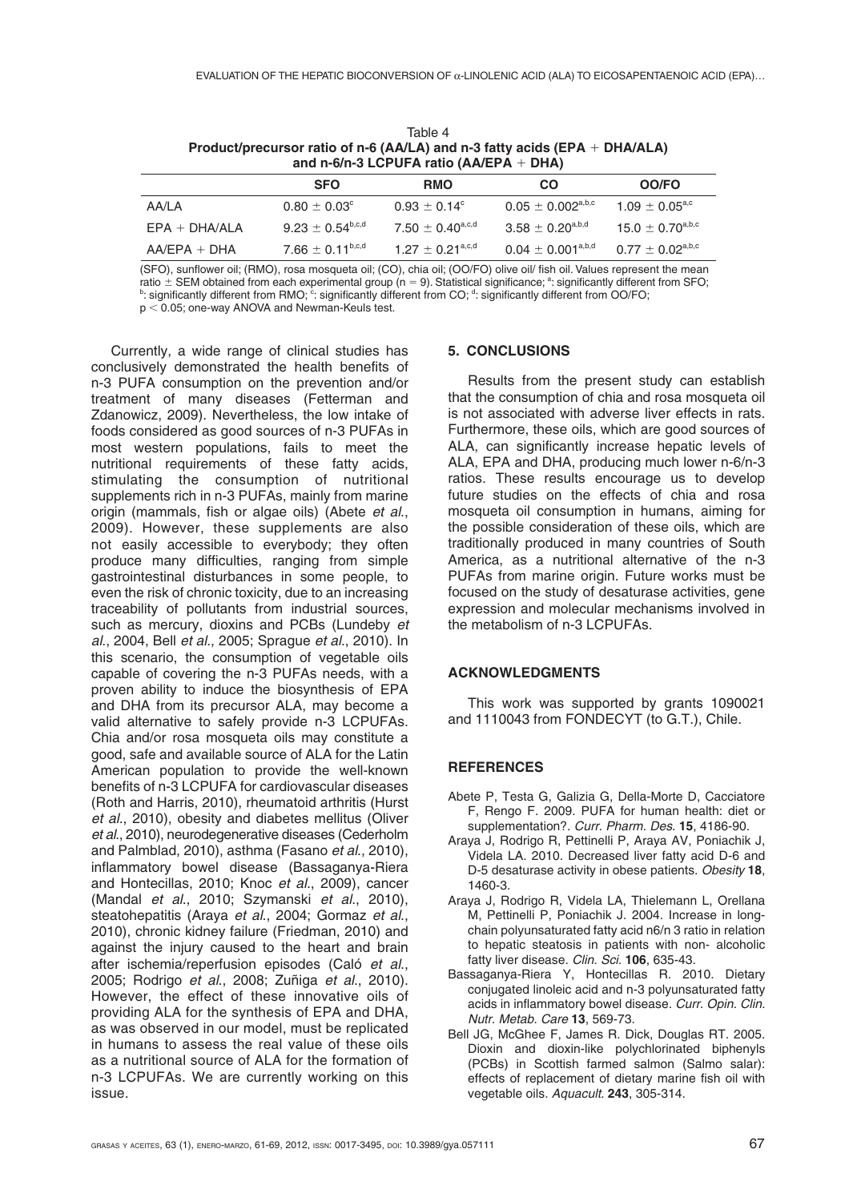Table 4
**Product/precursor ratio of n-6 (AA/LA) and n-3 fatty acids (EPA + DHA/ALA) and n-6/n-3 LCPUFA ratio (AA/EPA + DHA)**

| | SFO | RMO | CO | OO/FO |
|---|---|---|---|---|
| AA/LA | $0.80 \pm 0.03^{c}$ | $0.93 \pm 0.14^{c}$ | $0.05 \pm 0.002^{a,b,c}$ | $1.09 \pm 0.05^{a,c}$ |
| EPA + DHA/ALA | $9.23 \pm 0.54^{b,c,d}$ | $7.50 \pm 0.40^{a,c,d}$ | $3.58 \pm 0.20^{a,b,d}$ | $15.0 \pm 0.70^{a,b,c}$ |
| AA/EPA + DHA | $7.66 \pm 0.11^{b,c,d}$ | $1.27 \pm 0.21^{a,c,d}$ | $0.04 \pm 0.001^{a,b,d}$ | $0.77 \pm 0.02^{a,b,c}$ |

(SFO), sunflower oil; (RMO), rosa mosqueta oil; (CO), chia oil; (OO/FO) olive oil/ fish oil. Values represent the mean ratio ± SEM obtained from each experimental group (n = 9). Statistical significance; [a]: significantly different from SFO; [b]: significantly different from RMO; [c]: significantly different from CO; [d]: significantly different from OO/FO; $p < 0.05$; one-way ANOVA and Newman-Keuls test.

Currently, a wide range of clinical studies has conclusively demonstrated the health benefits of n-3 PUFA consumption on the prevention and/or treatment of many diseases (Fetterman and Zdanowicz, 2009). Nevertheless, the low intake of foods considered as good sources of n-3 PUFAs in most western populations, fails to meet the nutritional requirements of these fatty acids, stimulating the consumption of nutritional supplements rich in n-3 PUFAs, mainly from marine origin (mammals, fish or algae oils) (Abete *et al.*, 2009). However, these supplements are also not easily accessible to everybody; they often produce many difficulties, ranging from simple gastrointestinal disturbances in some people, to even the risk of chronic toxicity, due to an increasing traceability of pollutants from industrial sources, such as mercury, dioxins and PCBs (Lundeby *et al.*, 2004, Bell *et al.*, 2005; Sprague *et al.*, 2010). In this scenario, the consumption of vegetable oils capable of covering the n-3 PUFAs needs, with a proven ability to induce the biosynthesis of EPA and DHA from its precursor ALA, may become a valid alternative to safely provide n-3 LCPUFAs. Chia and/or rosa mosqueta oils may constitute a good, safe and available source of ALA for the Latin American population to provide the well-known benefits of n-3 LCPUFA for cardiovascular diseases (Roth and Harris, 2010), rheumatoid arthritis (Hurst *et al.*, 2010), obesity and diabetes mellitus (Oliver *et al.*, 2010), neurodegenerative diseases (Cederholm and Palmblad, 2010), asthma (Fasano *et al.*, 2010), inflammatory bowel disease (Bassaganya-Riera and Hontecillas, 2010; Knoc *et al.*, 2009), cancer (Mandal *et al.*, 2010; Szymanski *et al.*, 2010), steatohepatitis (Araya *et al.*, 2004; Gormaz *et al.*, 2010), chronic kidney failure (Friedman, 2010) and against the injury caused to the heart and brain after ischemia/reperfusion episodes (Caló *et al.*, 2005; Rodrigo *et al.*, 2008; Zuñiga *et al.*, 2010). However, the effect of these innovative oils of providing ALA for the synthesis of EPA and DHA, as was observed in our model, must be replicated in humans to assess the real value of these oils as a nutritional source of ALA for the formation of n-3 LCPUFAs. We are currently working on this issue.

## 5. CONCLUSIONS

Results from the present study can establish that the consumption of chia and rosa mosqueta oil is not associated with adverse liver effects in rats. Furthermore, these oils, which are good sources of ALA, can significantly increase hepatic levels of ALA, EPA and DHA, producing much lower n-6/n-3 ratios. These results encourage us to develop future studies on the effects of chia and rosa mosqueta oil consumption in humans, aiming for the possible consideration of these oils, which are traditionally produced in many countries of South America, as a nutritional alternative of the n-3 PUFAs from marine origin. Future works must be focused on the study of desaturase activities, gene expression and molecular mechanisms involved in the metabolism of n-3 LCPUFAs.

## ACKNOWLEDGMENTS

This work was supported by grants 1090021 and 1110043 from FONDECYT (to G.T.), Chile.

## REFERENCES

Abete P, Testa G, Galizia G, Della-Morte D, Cacciatore F, Rengo F. 2009. PUFA for human health: diet or supplementation?. *Curr. Pharm. Des.* **15**, 4186-90.

Araya J, Rodrigo R, Pettinelli P, Araya AV, Poniachik J, Videla LA. 2010. Decreased liver fatty acid D-6 and D-5 desaturase activity in obese patients. *Obesity* **18**, 1460-3.

Araya J, Rodrigo R, Videla LA, Thielemann L, Orellana M, Pettinelli P, Poniachik J. 2004. Increase in long-chain polyunsaturated fatty acid n6/n 3 ratio in relation to hepatic steatosis in patients with non- alcoholic fatty liver disease. *Clin. Sci.* **106**, 635-43.

Bassaganya-Riera Y, Hontecillas R. 2010. Dietary conjugated linoleic acid and n-3 polyunsaturated fatty acids in inflammatory bowel disease. *Curr. Opin. Clin. Nutr. Metab. Care* **13**, 569-73.

Bell JG, McGhee F, James R. Dick, Douglas RT. 2005. Dioxin and dioxin-like polychlorinated biphenyls (PCBs) in Scottish farmed salmon (Salmo salar): effects of replacement of dietary marine fish oil with vegetable oils. *Aquacult.* **243**, 305-314.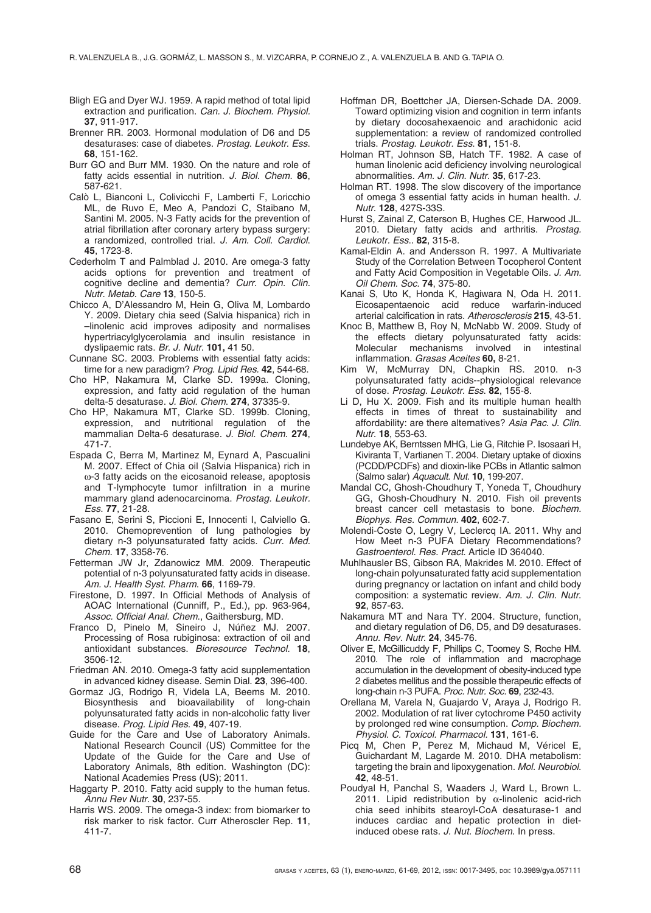Bligh EG and Dyer WJ. 1959. A rapid method of total lipid extraction and purification. *Can. J. Biochem. Physiol.* **37**, 911-917.

Brenner RR. 2003. Hormonal modulation of D6 and D5 desaturases: case of diabetes. *Prostag. Leukotr. Ess.* **68**, 151-162.

Burr GO and Burr MM. 1930. On the nature and role of fatty acids essential in nutrition. *J. Biol. Chem.* **86**, 587-621.

Calò L, Bianconi L, Colivicchi F, Lamberti F, Loricchio ML, de Ruvo E, Meo A, Pandozi C, Staibano M, Santini M. 2005. N-3 Fatty acids for the prevention of atrial fibrillation after coronary artery bypass surgery: a randomized, controlled trial. *J. Am. Coll. Cardiol.* **45**, 1723-8.

Cederholm T and Palmblad J. 2010. Are omega-3 fatty acids options for prevention and treatment of cognitive decline and dementia? *Curr. Opin. Clin. Nutr. Metab. Care* **13**, 150-5.

Chicco A, D'Alessandro M, Hein G, Oliva M, Lombardo Y. 2009. Dietary chia seed (Salvia hispanica) rich in –linolenic acid improves adiposity and normalises hypertriacylglycerolamia and insulin resistance in dyslipaemic rats. *Br. J. Nutr.* **101,** 41 50.

Cunnane SC. 2003. Problems with essential fatty acids: time for a new paradigm? *Prog. Lipid Res.* **42**, 544-68.

Cho HP, Nakamura M, Clarke SD. 1999a. Cloning, expression, and fatty acid regulation of the human delta-5 desaturase. *J. Biol. Chem.* **274**, 37335-9.

Cho HP, Nakamura MT, Clarke SD. 1999b. Cloning, expression, and nutritional regulation of the mammalian Delta-6 desaturase. *J. Biol. Chem.* **274**, 471-7.

Espada C, Berra M, Martinez M, Eynard A, Pascualini M. 2007. Effect of Chia oil (Salvia Hispanica) rich in ω-3 fatty acids on the eicosanoid release, apoptosis and T-lymphocyte tumor infiltration in a murine mammary gland adenocarcinoma. *Prostag. Leukotr. Ess.* **77**, 21-28.

Fasano E, Serini S, Piccioni E, Innocenti I, Calviello G. 2010. Chemoprevention of lung pathologies by dietary n-3 polyunsaturated fatty acids. *Curr. Med. Chem.* **17**, 3358-76.

Fetterman JW Jr, Zdanowicz MM. 2009. Therapeutic potential of n-3 polyunsaturated fatty acids in disease. *Am. J. Health Syst. Pharm.* **66**, 1169-79.

Firestone, D. 1997. In Official Methods of Analysis of AOAC International (Cunniff, P., Ed.), pp. 963-964, *Assoc. Official Anal. Chem.*, Gaithersburg, MD.

Franco D, Pinelo M, Sineiro J, Núñez MJ. 2007. Processing of Rosa rubiginosa: extraction of oil and antioxidant substances. *Bioresource Technol.* **18**, 3506-12.

Friedman AN. 2010. Omega-3 fatty acid supplementation in advanced kidney disease. Semin Dial. **23**, 396-400.

Gormaz JG, Rodrigo R, Videla LA, Beems M. 2010. Biosynthesis and bioavailability of long-chain polyunsaturated fatty acids in non-alcoholic fatty liver disease. *Prog. Lipid Res.* **49**, 407-19.

Guide for the Care and Use of Laboratory Animals. National Research Council (US) Committee for the Update of the Guide for the Care and Use of Laboratory Animals, 8th edition. Washington (DC): National Academies Press (US); 2011.

Haggarty P. 2010. Fatty acid supply to the human fetus. *Annu Rev Nutr.* **30**, 237-55.

Harris WS. 2009. The omega-3 index: from biomarker to risk marker to risk factor. Curr Atheroscler Rep. **11**, 411-7.

Hoffman DR, Boettcher JA, Diersen-Schade DA. 2009. Toward optimizing vision and cognition in term infants by dietary docosahexaenoic and arachidonic acid supplementation: a review of randomized controlled trials. *Prostag. Leukotr. Ess.* **81**, 151-8.

Holman RT, Johnson SB, Hatch TF. 1982. A case of human linolenic acid deficiency involving neurological abnormalities. *Am. J. Clin. Nutr.* **35**, 617-23.

Holman RT. 1998. The slow discovery of the importance of omega 3 essential fatty acids in human health. *J. Nutr.* **128**, 427S-33S.

Hurst S, Zainal Z, Caterson B, Hughes CE, Harwood JL. 2010. Dietary fatty acids and arthritis. *Prostag. Leukotr. Ess.*. **82**, 315-8.

Kamal-Eldin A. and Andersson R. 1997. A Multivariate Study of the Correlation Between Tocopherol Content and Fatty Acid Composition in Vegetable Oils. *J. Am. Oil Chem. Soc.* **74**, 375-80.

Kanai S, Uto K, Honda K, Hagiwara N, Oda H. 2011. Eicosapentaenoic acid reduce warfarin-induced arterial calcification in rats. *Atherosclerosis* **215**, 43-51.

Knoc B, Matthew B, Roy N, McNabb W. 2009. Study of the effects dietary polyunsaturated fatty acids: Molecular mechanisms involved in intestinal inflammation. *Grasas Aceites* **60,** 8-21.

Kim W, McMurray DN, Chapkin RS. 2010. n-3 polyunsaturated fatty acids--physiological relevance of dose. *Prostag. Leukotr. Ess.* **82**, 155-8.

Li D, Hu X. 2009. Fish and its multiple human health effects in times of threat to sustainability and affordability: are there alternatives? *Asia Pac. J. Clin. Nutr.* **18**, 553-63.

Lundebye AK, Berntssen MHG, Lie G, Ritchie P. Isosaari H, Kiviranta T, Vartianen T. 2004. Dietary uptake of dioxins (PCDD/PCDFs) and dioxin-like PCBs in Atlantic salmon (Salmo salar) *Aquacult. Nut.* **10**, 199-207.

Mandal CC, Ghosh-Choudhury T, Yoneda T, Choudhury GG, Ghosh-Choudhury N. 2010. Fish oil prevents breast cancer cell metastasis to bone. *Biochem. Biophys. Res. Commun.* **402**, 602-7.

Molendi-Coste O, Legry V, Leclercq IA. 2011. Why and How Meet n-3 PUFA Dietary Recommendations? *Gastroenterol. Res. Pract.* Article ID 364040.

Muhlhausler BS, Gibson RA, Makrides M. 2010. Effect of long-chain polyunsaturated fatty acid supplementation during pregnancy or lactation on infant and child body composition: a systematic review. *Am. J. Clin. Nutr.* **92**, 857-63.

Nakamura MT and Nara TY. 2004. Structure, function, and dietary regulation of D6, D5, and D9 desaturases. *Annu. Rev. Nutr.* **24**, 345-76.

Oliver E, McGillicuddy F, Phillips C, Toomey S, Roche HM. 2010. The role of inflammation and macrophage accumulation in the development of obesity-induced type 2 diabetes mellitus and the possible therapeutic effects of long-chain n-3 PUFA. *Proc. Nutr. Soc.* **69**, 232-43.

Orellana M, Varela N, Guajardo V, Araya J, Rodrigo R. 2002. Modulation of rat liver cytochrome P450 activity by prolonged red wine consumption. *Comp. Biochem. Physiol. C. Toxicol. Pharmacol.* **131**, 161-6.

Picq M, Chen P, Perez M, Michaud M, Véricel E, Guichardant M, Lagarde M. 2010. DHA metabolism: targeting the brain and lipoxygenation. *Mol. Neurobiol.* **42**, 48-51.

Poudyal H, Panchal S, Waaders J, Ward L, Brown L. 2011. Lipid redistribution by α-linolenic acid-rich chia seed inhibits stearoyl-CoA desaturase-1 and induces cardiac and hepatic protection in diet-induced obese rats. *J. Nut. Biochem.* In press.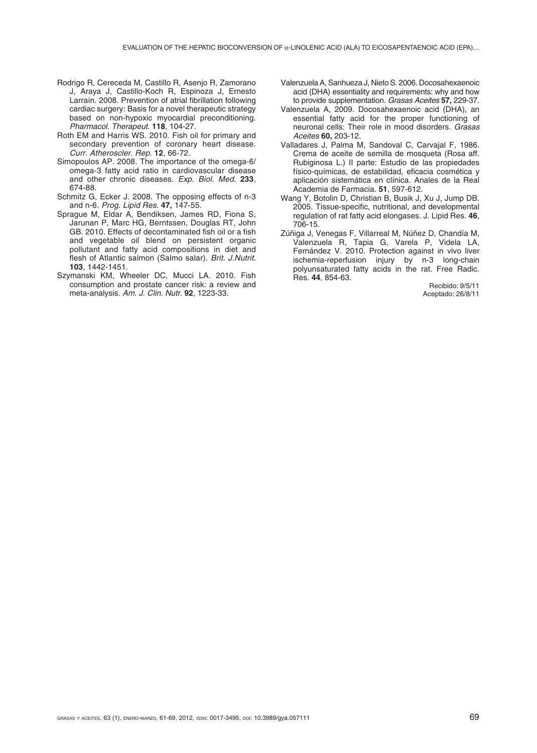Rodrigo R, Cereceda M, Castillo R, Asenjo R, Zamorano J, Araya J, Castillo-Koch R, Espinoza J, Ernesto Larraín. 2008. Prevention of atrial fibrillation following cardiac surgery: Basis for a novel therapeutic strategy based on non-hypoxic myocardial preconditioning. *Pharmacol. Therapeut.* **118**, 104-27.

Roth EM and Harris WS. 2010. Fish oil for primary and secondary prevention of coronary heart disease. *Curr. Atheroscler. Rep.* **12**, 66-72.

Simopoulos AP. 2008. The importance of the omega-6/omega-3 fatty acid ratio in cardiovascular disease and other chronic diseases. *Exp. Biol. Med.* **233**, 674-88.

Schmitz G, Ecker J. 2008. The opposing effects of n-3 and n-6. *Prog. Lipid Res.* **47,** 147-55.

Sprague M, Eldar A, Bendiksen, James RD, Fiona S, Jarunan P, Marc HG, Berntssen, Douglas RT, John GB. 2010. Effects of decontaminated fish oil or a fish and vegetable oil blend on persistent organic pollutant and fatty acid compositions in diet and flesh of Atlantic salmon (Salmo salar). *Brit. J.Nutrit.* **103**, 1442-1451.

Szymanski KM, Wheeler DC, Mucci LA. 2010. Fish consumption and prostate cancer risk: a review and meta-analysis. *Am. J. Clin. Nutr.* **92**, 1223-33.

Valenzuela A, Sanhueza J, Nieto S. 2006. Docosahexaenoic acid (DHA) essentiality and requirements: why and how to provide supplementation. *Grasas Aceites* **57,** 229-37.

Valenzuela A, 2009. Docosahexaenoic acid (DHA), an essential fatty acid for the proper functioning of neuronal cells: Their role in mood disorders. *Grasas Aceites* **60,** 203-12.

Valladares J, Palma M, Sandoval C, Carvajal F, 1986. Crema de aceite de semilla de mosqueta (Rosa aff. Rubiginosa L.) II parte: Estudio de las propiedades físico-químicas, de estabilidad, eficacia cosmética y aplicación sistemática en clínica. Anales de la Real Academia de Farmacia. **51**, 597-612.

Wang Y, Botolin D, Christian B, Busik J, Xu J, Jump DB. 2005. Tissue-specific, nutritional, and developmental regulation of rat fatty acid elongases. J. Lipid Res. **46**, 706-15.

Zúñiga J, Venegas F, Villarreal M, Núñez D, Chandía M, Valenzuela R, Tapia G, Varela P, Videla LA, Fernández V. 2010. Protection against in vivo liver ischemia-reperfusion injury by n-3 long-chain polyunsaturated fatty acids in the rat. Free Radic. Res. **44**, 854-63.

Recibido: 9/5/11
Aceptado: 26/8/11